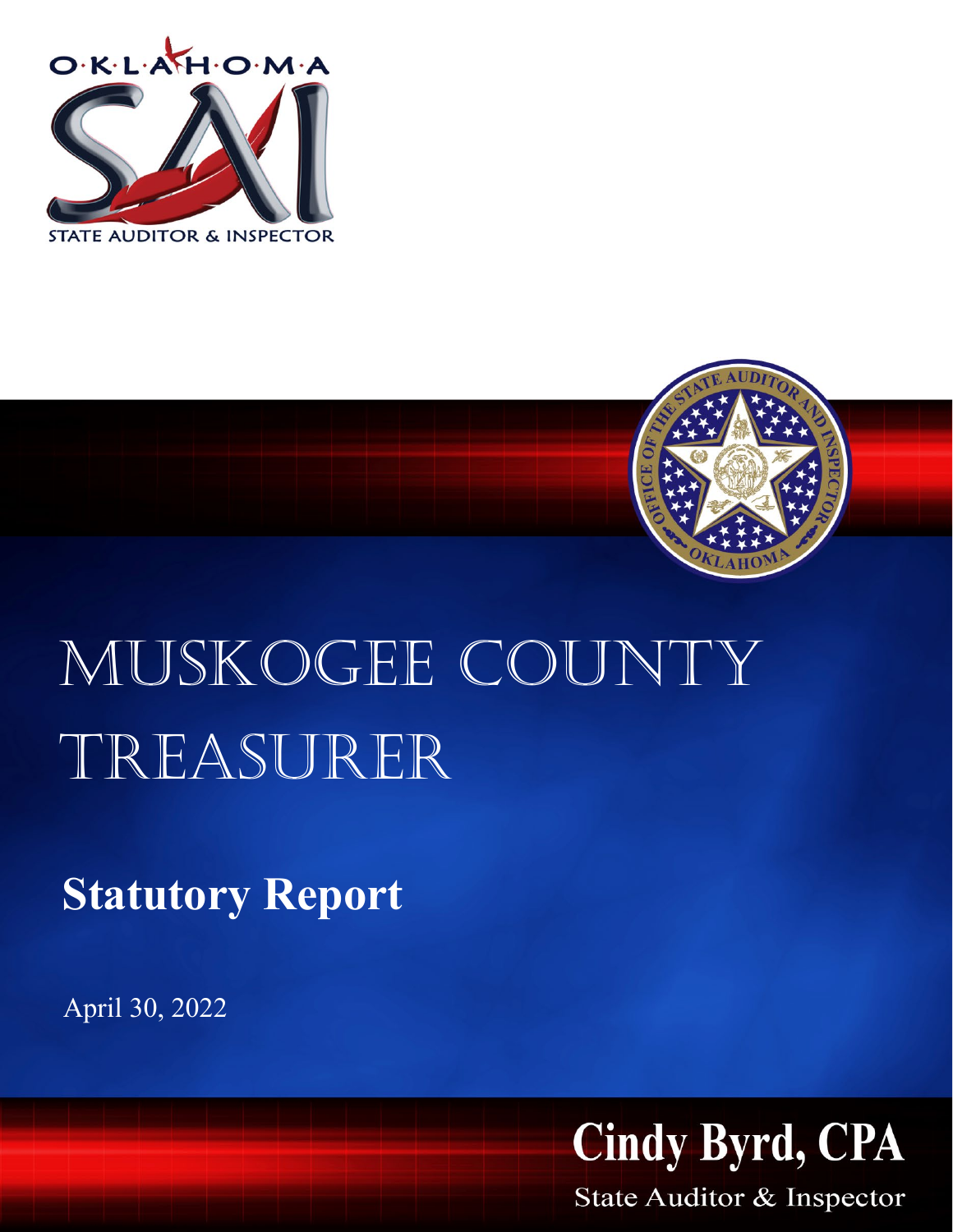OKLAHOMA

STATE AUDITOR & INSPECTOR

# MUSKOGEE COUNTY TREASURER

## Statutory Report

April 30, 2022

**Cindy Byrd, CPA**

State Auditor & Inspector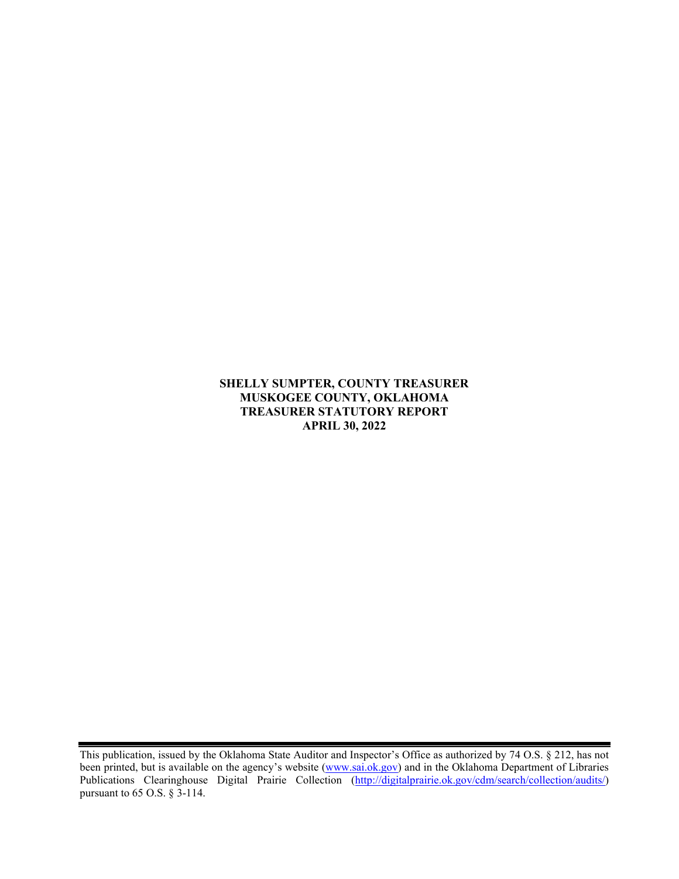**SHELLY SUMPTER, COUNTY TREASURER**
**MUSKOGEE COUNTY, OKLAHOMA**
**TREASURER STATUTORY REPORT**
**APRIL 30, 2022**

This publication, issued by the Oklahoma State Auditor and Inspector's Office as authorized by 74 O.S. § 212, has not been printed, but is available on the agency's website (www.sai.ok.gov) and in the Oklahoma Department of Libraries Publications Clearinghouse Digital Prairie Collection (http://digitalprairie.ok.gov/cdm/search/collection/audits/) pursuant to 65 O.S. § 3-114.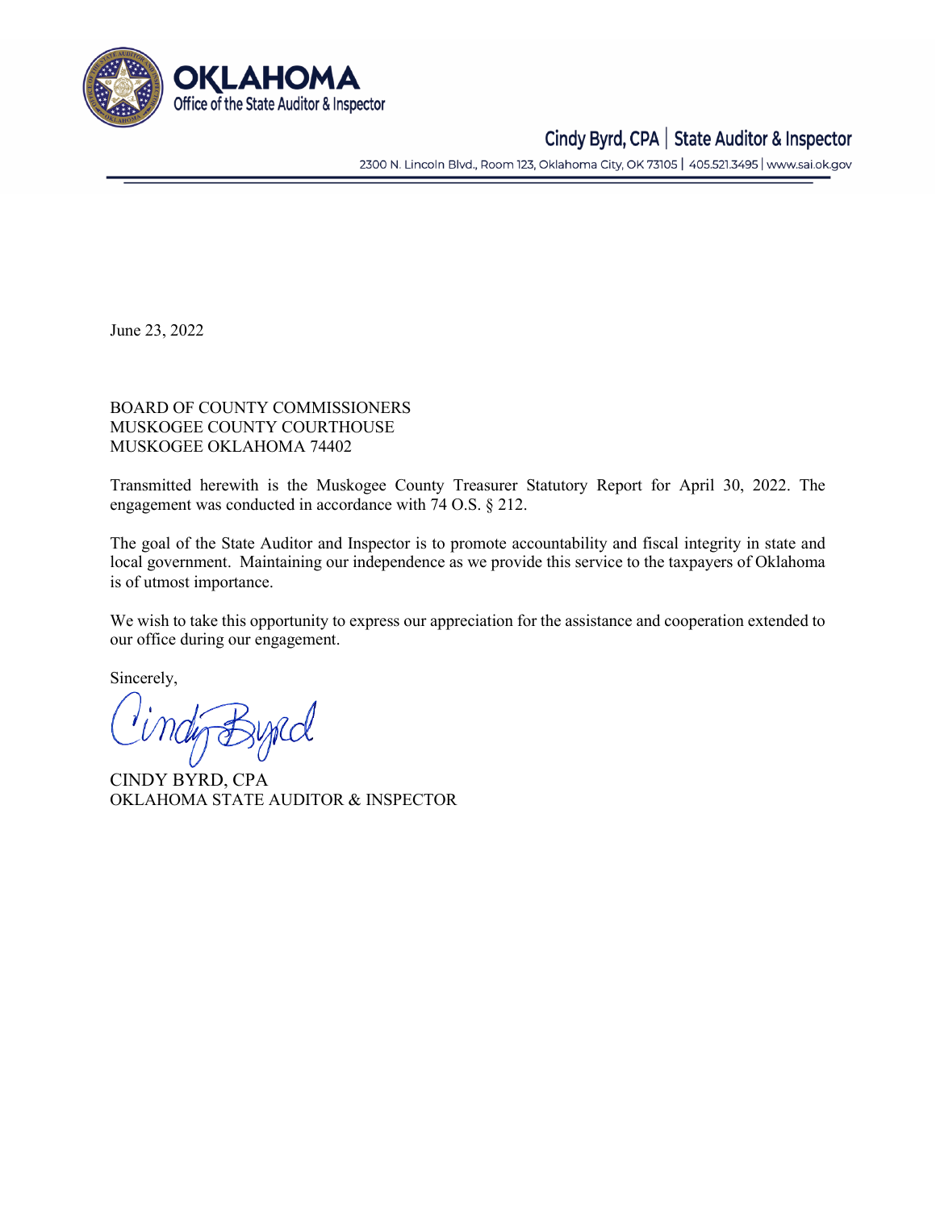# OKLAHOMA
Office of the State Auditor & Inspector

Cindy Byrd, CPA | State Auditor & Inspector

2300 N. Lincoln Blvd., Room 123, Oklahoma City, OK 73105 | 405.521.3495 | www.sai.ok.gov

June 23, 2022

BOARD OF COUNTY COMMISSIONERS
MUSKOGEE COUNTY COURTHOUSE
MUSKOGEE OKLAHOMA 74402

Transmitted herewith is the Muskogee County Treasurer Statutory Report for April 30, 2022. The engagement was conducted in accordance with 74 O.S. § 212.

The goal of the State Auditor and Inspector is to promote accountability and fiscal integrity in state and local government. Maintaining our independence as we provide this service to the taxpayers of Oklahoma is of utmost importance.

We wish to take this opportunity to express our appreciation for the assistance and cooperation extended to our office during our engagement.

Sincerely,

CINDY BYRD, CPA
OKLAHOMA STATE AUDITOR & INSPECTOR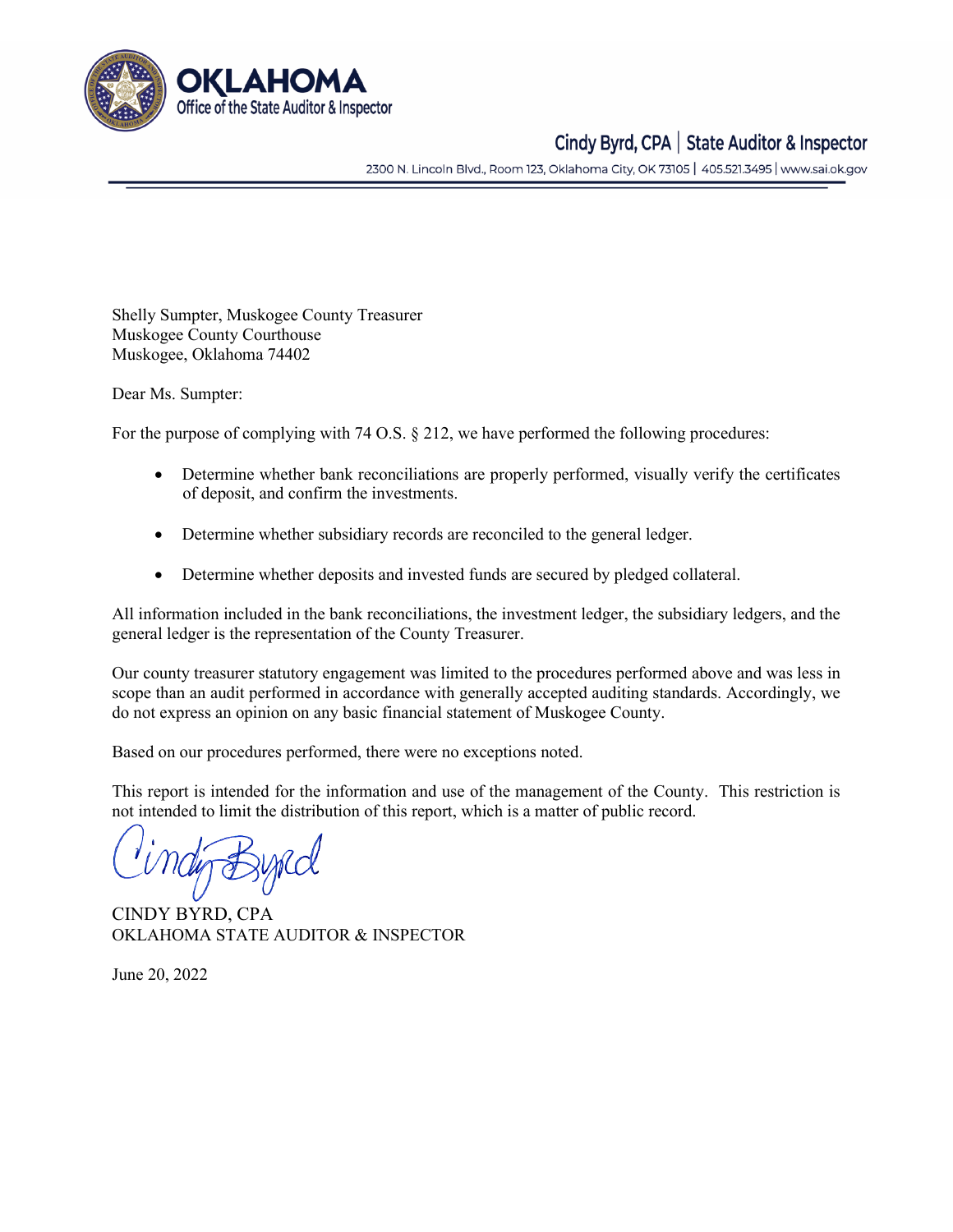**OKLAHOMA**
Office of the State Auditor & Inspector

Cindy Byrd, CPA | State Auditor & Inspector

2300 N. Lincoln Blvd., Room 123, Oklahoma City, OK 73105 | 405.521.3495 | www.sai.ok.gov

Shelly Sumpter, Muskogee County Treasurer
Muskogee County Courthouse
Muskogee, Oklahoma 74402

Dear Ms. Sumpter:

For the purpose of complying with 74 O.S. § 212, we have performed the following procedures:

- Determine whether bank reconciliations are properly performed, visually verify the certificates of deposit, and confirm the investments.

- Determine whether subsidiary records are reconciled to the general ledger.

- Determine whether deposits and invested funds are secured by pledged collateral.

All information included in the bank reconciliations, the investment ledger, the subsidiary ledgers, and the general ledger is the representation of the County Treasurer.

Our county treasurer statutory engagement was limited to the procedures performed above and was less in scope than an audit performed in accordance with generally accepted auditing standards. Accordingly, we do not express an opinion on any basic financial statement of Muskogee County.

Based on our procedures performed, there were no exceptions noted.

This report is intended for the information and use of the management of the County. This restriction is not intended to limit the distribution of this report, which is a matter of public record.

Cindy Byrd

CINDY BYRD, CPA
OKLAHOMA STATE AUDITOR & INSPECTOR

June 20, 2022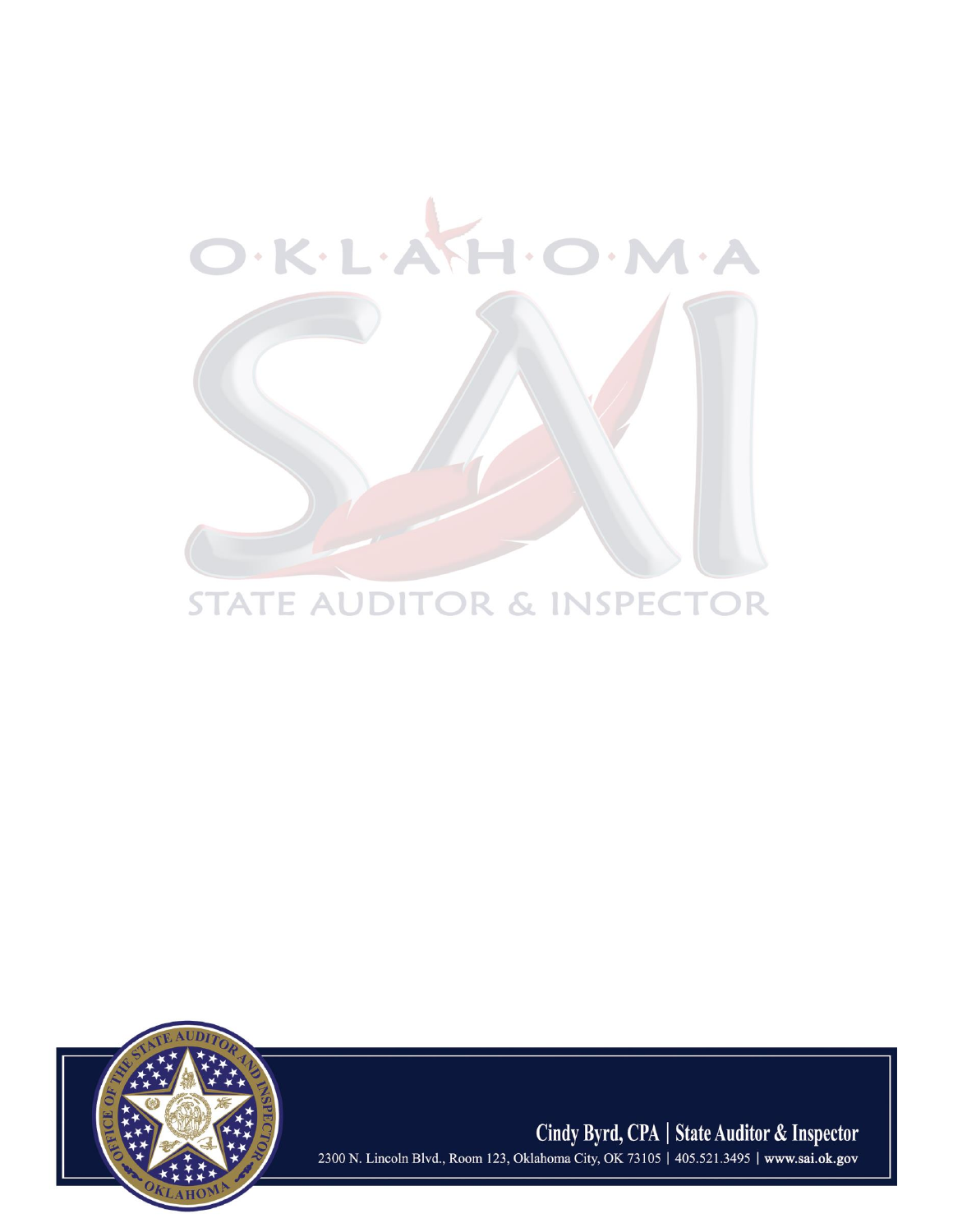OKLAHOMA

SAI

STATE AUDITOR & INSPECTOR

Cindy Byrd, CPA | State Auditor & Inspector

2300 N. Lincoln Blvd., Room 123, Oklahoma City, OK 73105 | 405.521.3495 | www.sai.ok.gov